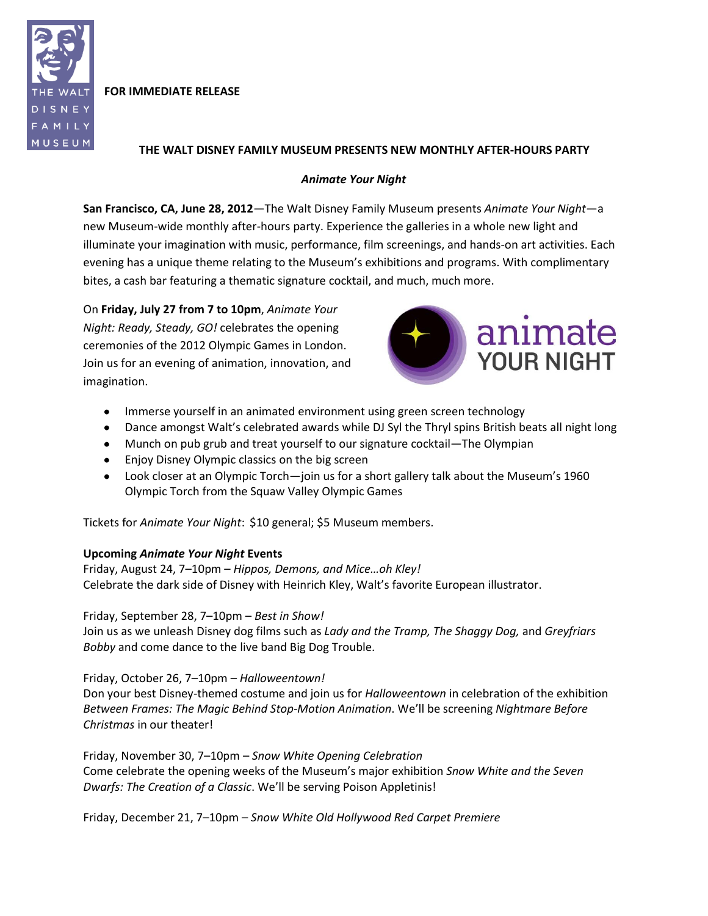**FOR IMMEDIATE RELEASE**

## THE WALT DISNEY FAMILY MUSEUM PRESENTS NEW MONTHLY AFTER-HOURS PARTY

### *Animate Your Night*

**San Francisco, CA, June 28, 2012**—The Walt Disney Family Museum presents *Animate Your Night*—a new Museum-wide monthly after-hours party. Experience the galleries in a whole new light and illuminate your imagination with music, performance, film screenings, and hands-on art activities. Each evening has a unique theme relating to the Museum's exhibitions and programs. With complimentary bites, a cash bar featuring a thematic signature cocktail, and much, much more.

On **Friday, July 27 from 7 to 10pm**, *Animate Your Night: Ready, Steady, GO!* celebrates the opening ceremonies of the 2012 Olympic Games in London. Join us for an evening of animation, innovation, and imagination.

- Immerse yourself in an animated environment using green screen technology
- Dance amongst Walt's celebrated awards while DJ Syl the Thryl spins British beats all night long
- Munch on pub grub and treat yourself to our signature cocktail—The Olympian
- Enjoy Disney Olympic classics on the big screen
- Look closer at an Olympic Torch—join us for a short gallery talk about the Museum's 1960 Olympic Torch from the Squaw Valley Olympic Games

Tickets for *Animate Your Night*: $10 general; $5 Museum members.

**Upcoming *Animate Your Night* Events**

Friday, August 24, 7–10pm – *Hippos, Demons, and Mice…oh Kley!*
Celebrate the dark side of Disney with Heinrich Kley, Walt's favorite European illustrator.

Friday, September 28, 7–10pm – *Best in Show!*
Join us as we unleash Disney dog films such as *Lady and the Tramp, The Shaggy Dog,* and *Greyfriars Bobby* and come dance to the live band Big Dog Trouble.

Friday, October 26, 7–10pm – *Halloweentown!*
Don your best Disney-themed costume and join us for *Halloweentown* in celebration of the exhibition *Between Frames: The Magic Behind Stop-Motion Animation*. We'll be screening *Nightmare Before Christmas* in our theater!

Friday, November 30, 7–10pm – *Snow White Opening Celebration*
Come celebrate the opening weeks of the Museum's major exhibition *Snow White and the Seven Dwarfs: The Creation of a Classic*. We'll be serving Poison Appletinis!

Friday, December 21, 7–10pm – *Snow White Old Hollywood Red Carpet Premiere*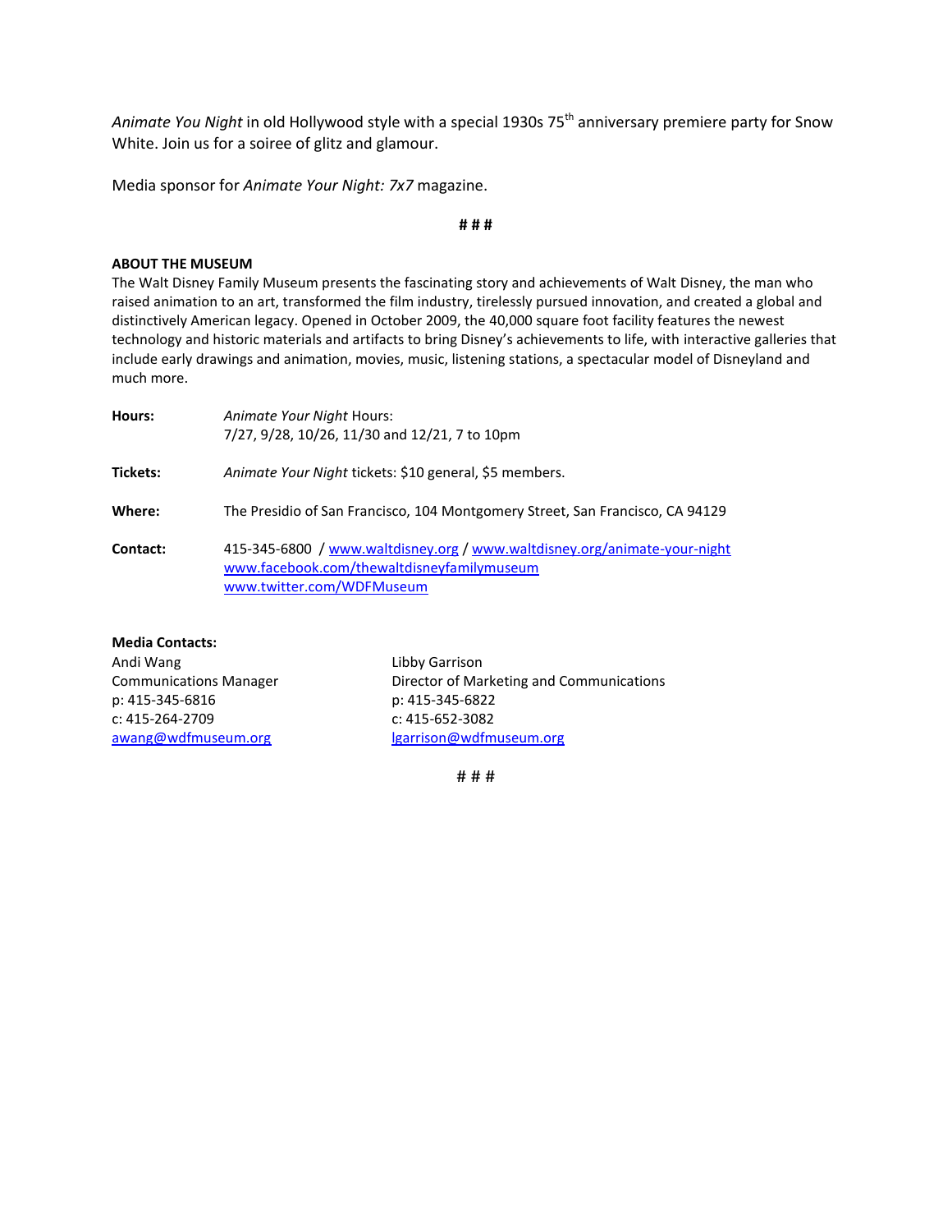*Animate You Night* in old Hollywood style with a special 1930s 75th anniversary premiere party for Snow White. Join us for a soiree of glitz and glamour.

Media sponsor for *Animate Your Night: 7x7* magazine.

# # #

**ABOUT THE MUSEUM**
The Walt Disney Family Museum presents the fascinating story and achievements of Walt Disney, the man who raised animation to an art, transformed the film industry, tirelessly pursued innovation, and created a global and distinctively American legacy. Opened in October 2009, the 40,000 square foot facility features the newest technology and historic materials and artifacts to bring Disney's achievements to life, with interactive galleries that include early drawings and animation, movies, music, listening stations, a spectacular model of Disneyland and much more.

| | |
|---|---|
| **Hours:** | *Animate Your Night* Hours:<br>7/27, 9/28, 10/26, 11/30 and 12/21, 7 to 10pm |
| **Tickets:** | *Animate Your Night* tickets: $10 general, $5 members. |
| **Where:** | The Presidio of San Francisco, 104 Montgomery Street, San Francisco, CA 94129 |
| **Contact:** | 415-345-6800 / www.waltdisney.org / www.waltdisney.org/animate-your-night<br>www.facebook.com/thewaltdisneyfamilymuseum<br>www.twitter.com/WDFMuseum |

**Media Contacts:**

Andi Wang
Communications Manager
p: 415-345-6816
c: 415-264-2709
awang@wdfmuseum.org

Libby Garrison
Director of Marketing and Communications
p: 415-345-6822
c: 415-652-3082
lgarrison@wdfmuseum.org

# # #